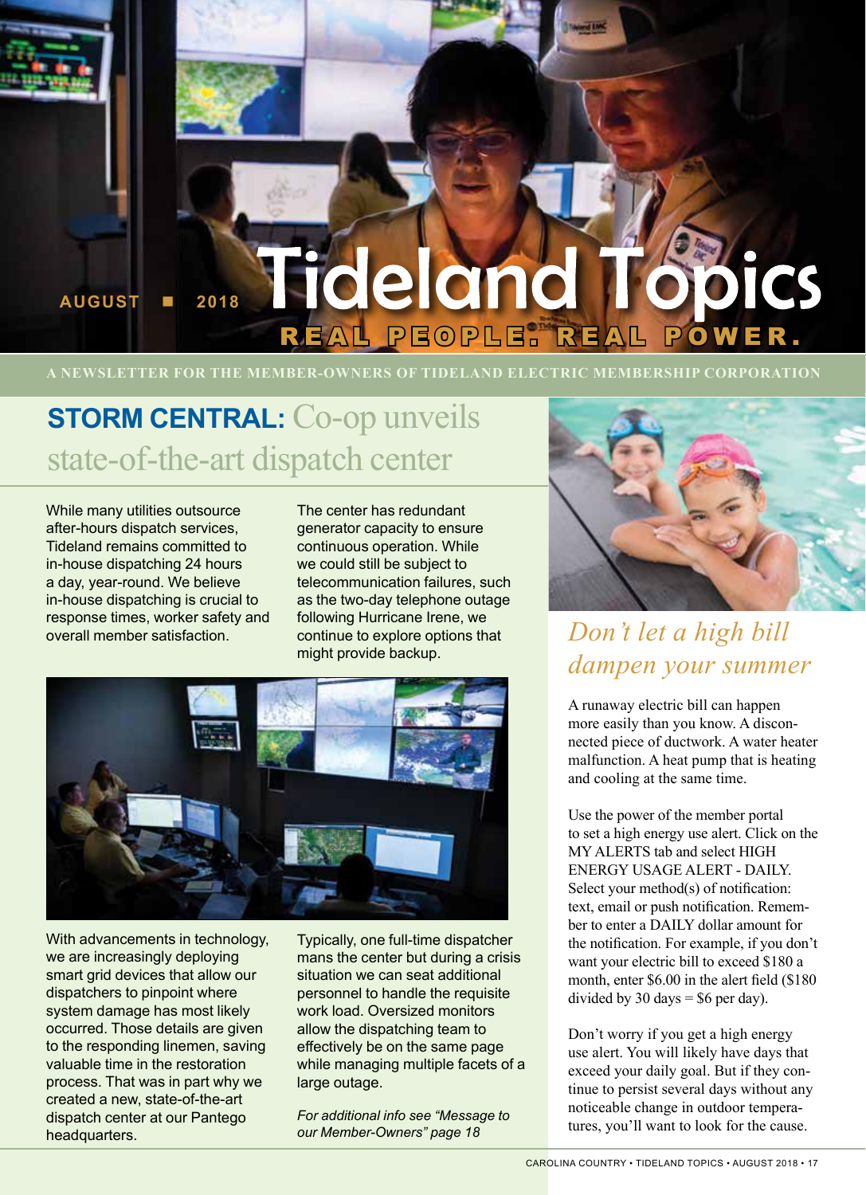AUGUST ■ 2018

# Tideland Topics

REAL PEOPLE. REAL POWER.

A NEWSLETTER FOR THE MEMBER-OWNERS OF TIDELAND ELECTRIC MEMBERSHIP CORPORATION

## STORM CENTRAL: Co-op unveils state-of-the-art dispatch center

While many utilities outsource after-hours dispatch services, Tideland remains committed to in-house dispatching 24 hours a day, year-round. We believe in-house dispatching is crucial to response times, worker safety and overall member satisfaction.

The center has redundant generator capacity to ensure continuous operation. While we could still be subject to telecommunication failures, such as the two-day telephone outage following Hurricane Irene, we continue to explore options that might provide backup.

With advancements in technology, we are increasingly deploying smart grid devices that allow our dispatchers to pinpoint where system damage has most likely occurred. Those details are given to the responding linemen, saving valuable time in the restoration process. That was in part why we created a new, state-of-the-art dispatch center at our Pantego headquarters.

Typically, one full-time dispatcher mans the center but during a crisis situation we can seat additional personnel to handle the requisite work load. Oversized monitors allow the dispatching team to effectively be on the same page while managing multiple facets of a large outage.

*For additional info see "Message to our Member-Owners" page 18*

## *Don't let a high bill dampen your summer*

A runaway electric bill can happen more easily than you know. A disconnected piece of ductwork. A water heater malfunction. A heat pump that is heating and cooling at the same time.

Use the power of the member portal to set a high energy use alert. Click on the MY ALERTS tab and select HIGH ENERGY USAGE ALERT - DAILY. Select your method(s) of notification: text, email or push notification. Remember to enter a DAILY dollar amount for the notification. For example, if you don't want your electric bill to exceed $180 a month, enter $6.00 in the alert field ($180 divided by 30 days = $6 per day).

Don't worry if you get a high energy use alert. You will likely have days that exceed your daily goal. But if they continue to persist several days without any noticeable change in outdoor temperatures, you'll want to look for the cause.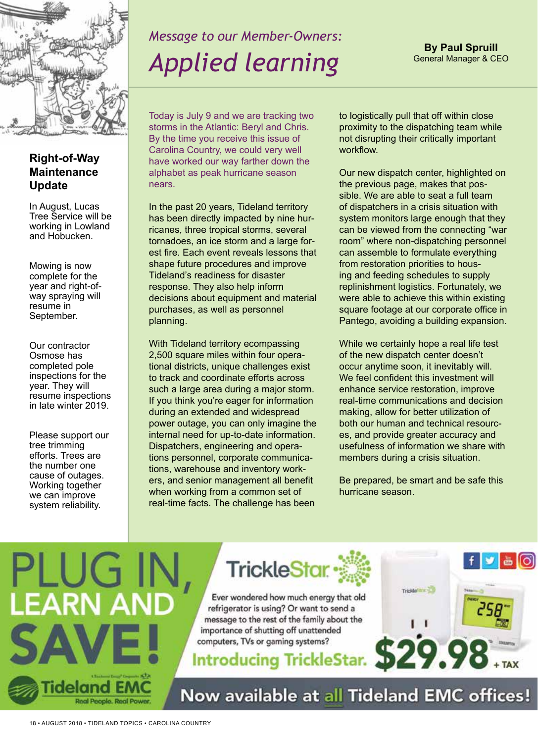## Right-of-Way Maintenance Update

In August, Lucas Tree Service will be working in Lowland and Hobucken.

Mowing is now complete for the year and right-of-way spraying will resume in September.

Our contractor Osmose has completed pole inspections for the year. They will resume inspections in late winter 2019.

Please support our tree trimming efforts. Trees are the number one cause of outages. Working together we can improve system reliability.

*Message to our Member-Owners:*

# *Applied learning*

**By Paul Spruill**
General Manager & CEO

Today is July 9 and we are tracking two storms in the Atlantic: Beryl and Chris. By the time you receive this issue of Carolina Country, we could very well have worked our way farther down the alphabet as peak hurricane season nears.

In the past 20 years, Tideland territory has been directly impacted by nine hurricanes, three tropical storms, several tornadoes, an ice storm and a large forest fire. Each event reveals lessons that shape future procedures and improve Tideland's readiness for disaster response. They also help inform decisions about equipment and material purchases, as well as personnel planning.

With Tideland territory ecompassing 2,500 square miles within four operational districts, unique challenges exist to track and coordinate efforts across such a large area during a major storm. If you think you're eager for information during an extended and widespread power outage, you can only imagine the internal need for up-to-date information. Dispatchers, engineering and operations personnel, corporate communications, warehouse and inventory workers, and senior management all benefit when working from a common set of real-time facts. The challenge has been to logistically pull that off within close proximity to the dispatching team while not disrupting their critically important workflow.

Our new dispatch center, highlighted on the previous page, makes that possible. We are able to seat a full team of dispatchers in a crisis situation with system monitors large enough that they can be viewed from the connecting "war room" where non-dispatching personnel can assemble to formulate everything from restoration priorities to housing and feeding schedules to supply replinishment logistics. Fortunately, we were able to achieve this within existing square footage at our corporate office in Pantego, avoiding a building expansion.

While we certainly hope a real life test of the new dispatch center doesn't occur anytime soon, it inevitably will. We feel confident this investment will enhance service restoration, improve real-time communications and decision making, allow for better utilization of both our human and technical resources, and provide greater accuracy and usefulness of information we share with members during a crisis situation.

Be prepared, be smart and be safe this hurricane season.

---

# PLUG IN, LEARN AND SAVE!

**TrickleStar**

Ever wondered how much energy that old refrigerator is using? Or want to send a message to the rest of the family about the importance of shutting off unattended computers, TVs or gaming systems?

**Introducing TrickleStar. $29.98 + TAX**

**Now available at all Tideland EMC offices!**

Tideland EMC — Real People. Real Power.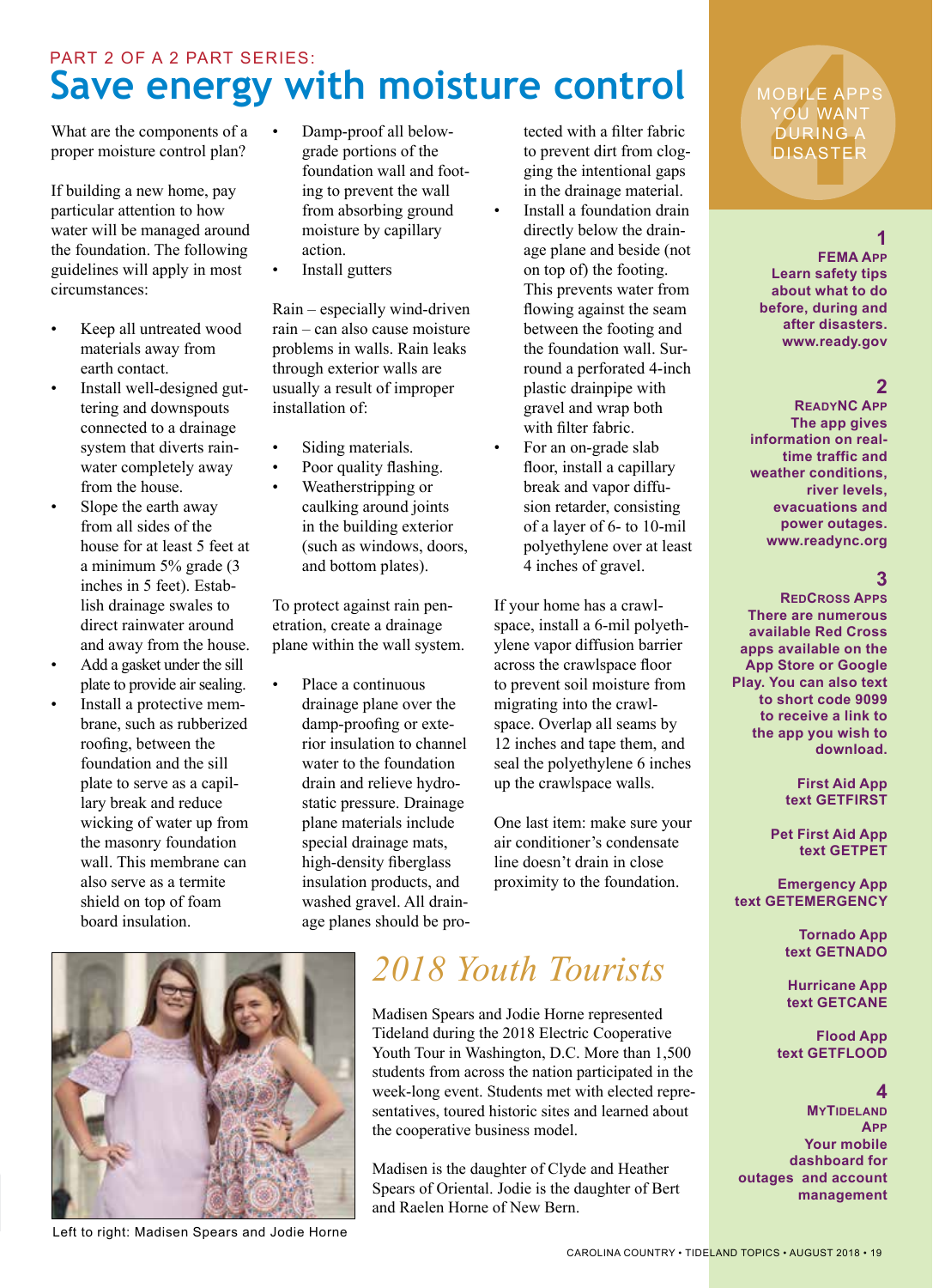PART 2 OF A 2 PART SERIES:

# Save energy with moisture control

What are the components of a proper moisture control plan?

If building a new home, pay particular attention to how water will be managed around the foundation. The following guidelines will apply in most circumstances:

- Keep all untreated wood materials away from earth contact.
- Install well-designed guttering and downspouts connected to a drainage system that diverts rainwater completely away from the house.
- Slope the earth away from all sides of the house for at least 5 feet at a minimum 5% grade (3 inches in 5 feet). Establish drainage swales to direct rainwater around and away from the house.
- Add a gasket under the sill plate to provide air sealing.
- Install a protective membrane, such as rubberized roofing, between the foundation and the sill plate to serve as a capillary break and reduce wicking of water up from the masonry foundation wall. This membrane can also serve as a termite shield on top of foam board insulation.
- Damp-proof all below-grade portions of the foundation wall and footing to prevent the wall from absorbing ground moisture by capillary action.
- Install gutters

Rain – especially wind-driven rain – can also cause moisture problems in walls. Rain leaks through exterior walls are usually a result of improper installation of:

- Siding materials.
- Poor quality flashing.
- Weatherstripping or caulking around joints in the building exterior (such as windows, doors, and bottom plates).

To protect against rain penetration, create a drainage plane within the wall system.

- Place a continuous drainage plane over the damp-proofing or exterior insulation to channel water to the foundation drain and relieve hydrostatic pressure. Drainage plane materials include special drainage mats, high-density fiberglass insulation products, and washed gravel. All drainage planes should be protected with a filter fabric to prevent dirt from clogging the intentional gaps in the drainage material.
- Install a foundation drain directly below the drainage plane and beside (not on top of) the footing. This prevents water from flowing against the seam between the footing and the foundation wall. Surround a perforated 4-inch plastic drainpipe with gravel and wrap both with filter fabric.
- For an on-grade slab floor, install a capillary break and vapor diffusion retarder, consisting of a layer of 6- to 10-mil polyethylene over at least 4 inches of gravel.

If your home has a crawlspace, install a 6-mil polyethylene vapor diffusion barrier across the crawlspace floor to prevent soil moisture from migrating into the crawlspace. Overlap all seams by 12 inches and tape them, and seal the polyethylene 6 inches up the crawlspace walls.

One last item: make sure your air conditioner's condensate line doesn't drain in close proximity to the foundation.

## 2018 Youth Tourists

Madisen Spears and Jodie Horne represented Tideland during the 2018 Electric Cooperative Youth Tour in Washington, D.C. More than 1,500 students from across the nation participated in the week-long event. Students met with elected representatives, toured historic sites and learned about the cooperative business model.

Madisen is the daughter of Clyde and Heather Spears of Oriental. Jodie is the daughter of Bert and Raelen Horne of New Bern.

Left to right: Madisen Spears and Jodie Horne

## 4 MOBILE APPS YOU WANT DURING A DISASTER

**1**

**FEMA App**
**Learn safety tips about what to do before, during and after disasters. www.ready.gov**

**2**

**ReadyNC App**
**The app gives information on real-time traffic and weather conditions, river levels, evacuations and power outages. www.readync.org**

**3**

**RedCross Apps**
**There are numerous available Red Cross apps available on the App Store or Google Play. You can also text to short code 9099 to receive a link to the app you wish to download.**

**First Aid App**
**text GETFIRST**

**Pet First Aid App**
**text GETPET**

**Emergency App**
**text GETEMERGENCY**

**Tornado App**
**text GETNADO**

**Hurricane App**
**text GETCANE**

**Flood App**
**text GETFLOOD**

**4**

**MyTideland App**
**Your mobile dashboard for outages and account management**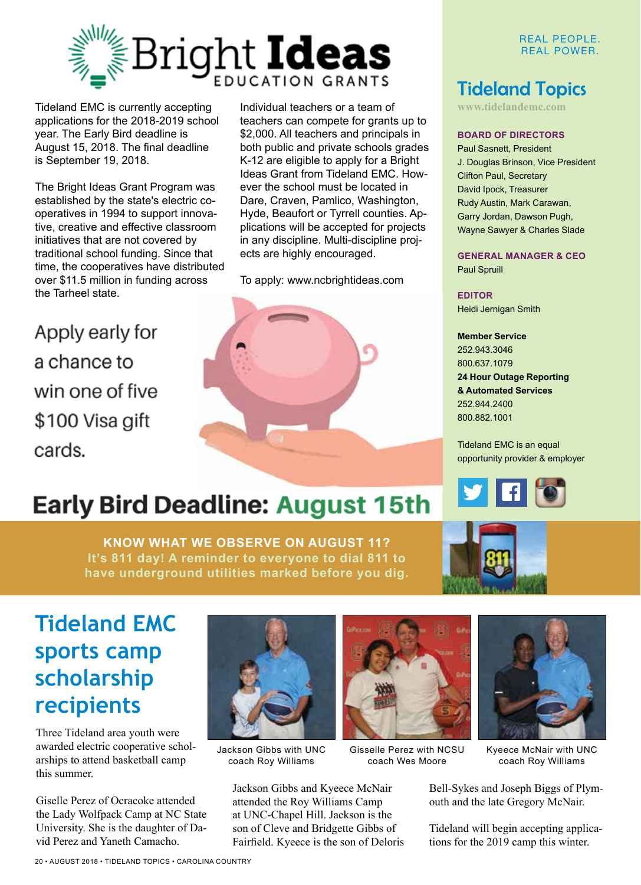# Bright Ideas

EDUCATION GRANTS

Tideland EMC is currently accepting applications for the 2018-2019 school year. The Early Bird deadline is August 15, 2018. The final deadline is September 19, 2018.

The Bright Ideas Grant Program was established by the state's electric cooperatives in 1994 to support innovative, creative and effective classroom initiatives that are not covered by traditional school funding. Since that time, the cooperatives have distributed over $11.5 million in funding across the Tarheel state.

Individual teachers or a team of teachers can compete for grants up to $2,000. All teachers and principals in both public and private schools grades K-12 are eligible to apply for a Bright Ideas Grant from Tideland EMC. However the school must be located in Dare, Craven, Pamlico, Washington, Hyde, Beaufort or Tyrrell counties. Applications will be accepted for projects in any discipline. Multi-discipline projects are highly encouraged.

To apply: www.ncbrightideas.com

Apply early for a chance to win one of five $100 Visa gift cards.

## Early Bird Deadline: August 15th

REAL PEOPLE.
REAL POWER.

## Tideland Topics

www.tidelandemc.com

**BOARD OF DIRECTORS**
Paul Sasnett, President
J. Douglas Brinson, Vice President
Clifton Paul, Secretary
David Ipock, Treasurer
Rudy Austin, Mark Carawan,
Garry Jordan, Dawson Pugh,
Wayne Sawyer & Charles Slade

**GENERAL MANAGER & CEO**
Paul Spruill

**EDITOR**
Heidi Jernigan Smith

**Member Service**
252.943.3046
800.637.1079

**24 Hour Outage Reporting & Automated Services**
252.944.2400
800.882.1001

Tideland EMC is an equal opportunity provider & employer

**KNOW WHAT WE OBSERVE ON AUGUST 11?**
**It's 811 day! A reminder to everyone to dial 811 to have underground utilities marked before you dig.**

## Tideland EMC sports camp scholarship recipients

Jackson Gibbs with UNC coach Roy Williams

Gisselle Perez with NCSU coach Wes Moore

Kyeece McNair with UNC coach Roy Williams

Three Tideland area youth were awarded electric cooperative scholarships to attend basketball camp this summer.

Giselle Perez of Ocracoke attended the Lady Wolfpack Camp at NC State University. She is the daughter of David Perez and Yaneth Camacho.

Jackson Gibbs and Kyeece McNair attended the Roy Williams Camp at UNC-Chapel Hill. Jackson is the son of Cleve and Bridgette Gibbs of Fairfield. Kyeece is the son of Deloris Bell-Sykes and Joseph Biggs of Plymouth and the late Gregory McNair.

Tideland will begin accepting applications for the 2019 camp this winter.